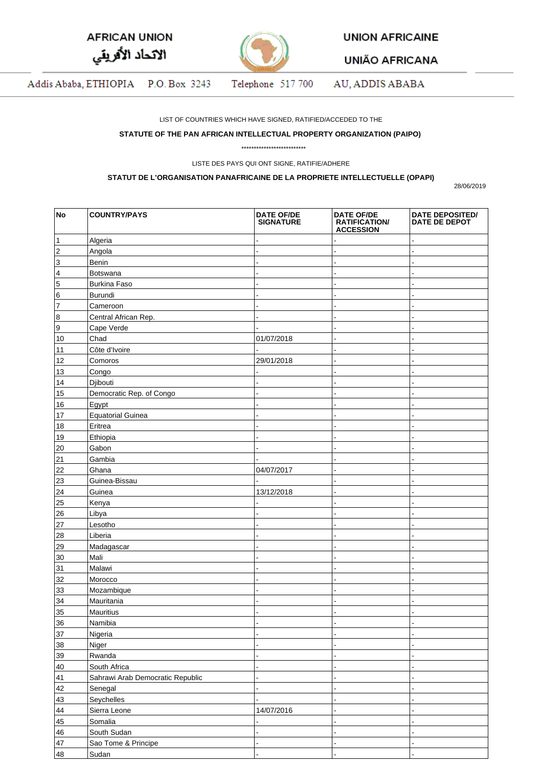AFRICAN UNION

الاتحاد الأفريقي

UNION AFRICAINE

UNIÃO AFRICANA

Addis Ababa, ETHIOPIA P.O. Box 3243 Telephone 517 700 AU, ADDIS ABABA

LIST OF COUNTRIES WHICH HAVE SIGNED, RATIFIED/ACCEDED TO THE

**STATUTE OF THE PAN AFRICAN INTELLECTUAL PROPERTY ORGANIZATION (PAIPO)**

**************************

LISTE DES PAYS QUI ONT SIGNE, RATIFIE/ADHERE

**STATUT DE L'ORGANISATION PANAFRICAINE DE LA PROPRIETE INTELLECTUELLE (OPAPI)**

28/06/2019

| No | COUNTRY/PAYS | DATE OF/DE SIGNATURE | DATE OF/DE RATIFICATION/ ACCESSION | DATE DEPOSITED/ DATE DE DEPOT |
|---|---|---|---|---|
| 1 | Algeria | - | - | - |
| 2 | Angola | - | - | - |
| 3 | Benin | - | - | - |
| 4 | Botswana | - | - | - |
| 5 | Burkina Faso | - | - | - |
| 6 | Burundi | - | - | - |
| 7 | Cameroon | - | - | - |
| 8 | Central African Rep. | - | - | - |
| 9 | Cape Verde | - | - | - |
| 10 | Chad | 01/07/2018 | - | - |
| 11 | Côte d'Ivoire | - | - | - |
| 12 | Comoros | 29/01/2018 | - | - |
| 13 | Congo | - | - | - |
| 14 | Djibouti | - | - | - |
| 15 | Democratic Rep. of Congo | - | - | - |
| 16 | Egypt | - | - | - |
| 17 | Equatorial Guinea | - | - | - |
| 18 | Eritrea | - | - | - |
| 19 | Ethiopia | - | - | - |
| 20 | Gabon | - | - | - |
| 21 | Gambia | - | - | - |
| 22 | Ghana | 04/07/2017 | - | - |
| 23 | Guinea-Bissau | - | - | - |
| 24 | Guinea | 13/12/2018 | - | - |
| 25 | Kenya | - | - | - |
| 26 | Libya | - | - | - |
| 27 | Lesotho | - | - | - |
| 28 | Liberia | - | - | - |
| 29 | Madagascar | - | - | - |
| 30 | Mali | - | - | - |
| 31 | Malawi | - | - | - |
| 32 | Morocco | - | - | - |
| 33 | Mozambique | - | - | - |
| 34 | Mauritania | - | - | - |
| 35 | Mauritius | - | - | - |
| 36 | Namibia | - | - | - |
| 37 | Nigeria | - | - | - |
| 38 | Niger | - | - | - |
| 39 | Rwanda | - | - | - |
| 40 | South Africa | - | - | - |
| 41 | Sahrawi Arab Democratic Republic | - | - | - |
| 42 | Senegal | - | - | - |
| 43 | Seychelles | - | - | - |
| 44 | Sierra Leone | 14/07/2016 | - | - |
| 45 | Somalia | - | - | - |
| 46 | South Sudan | - | - | - |
| 47 | Sao Tome & Principe | - | - | - |
| 48 | Sudan | - | - | - |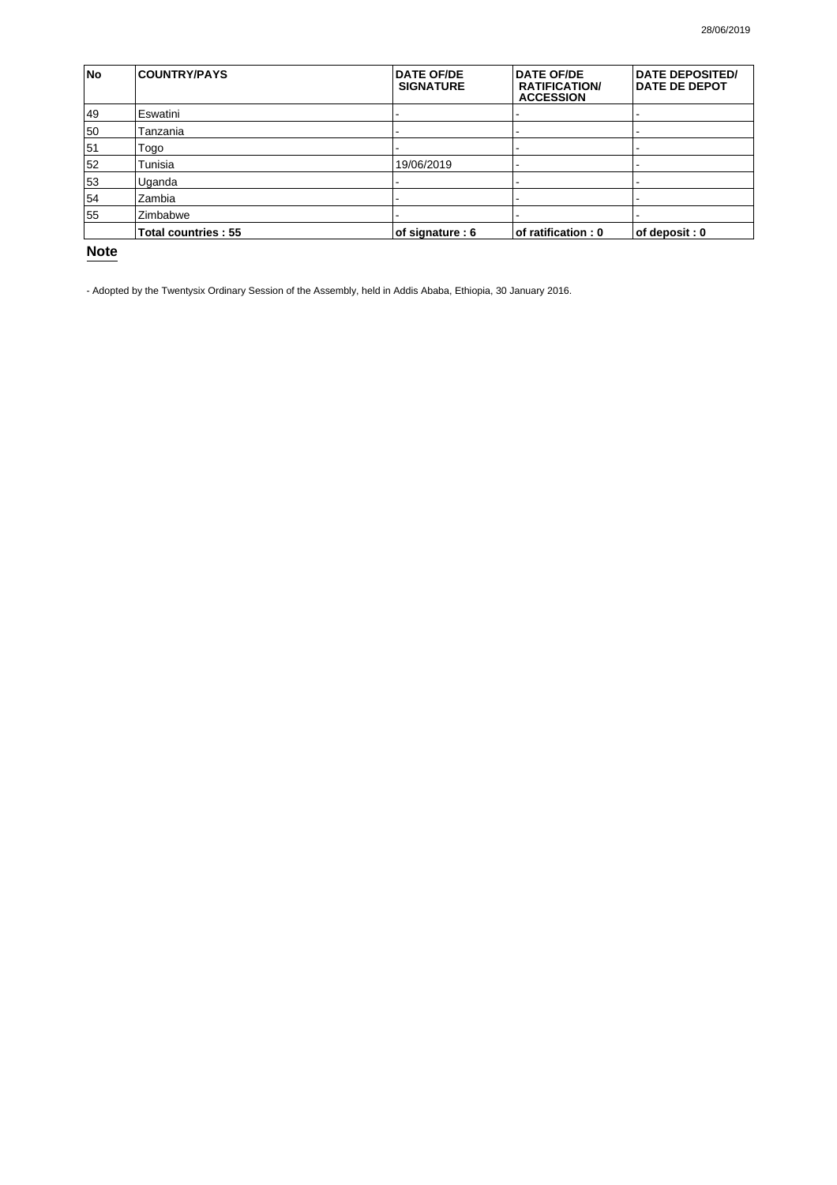| No | COUNTRY/PAYS | DATE OF/DE SIGNATURE | DATE OF/DE RATIFICATION/ ACCESSION | DATE DEPOSITED/ DATE DE DEPOT |
|---|---|---|---|---|
| 49 | Eswatini | - | - | - |
| 50 | Tanzania | - | - | - |
| 51 | Togo | - | - | - |
| 52 | Tunisia | 19/06/2019 | - | - |
| 53 | Uganda | - | - | - |
| 54 | Zambia | - | - | - |
| 55 | Zimbabwe | - | - | - |
| | **Total countries : 55** | **of signature : 6** | **of ratification : 0** | **of deposit : 0** |

**Note**

- Adopted by the Twentysix Ordinary Session of the Assembly, held in Addis Ababa, Ethiopia, 30 January 2016.